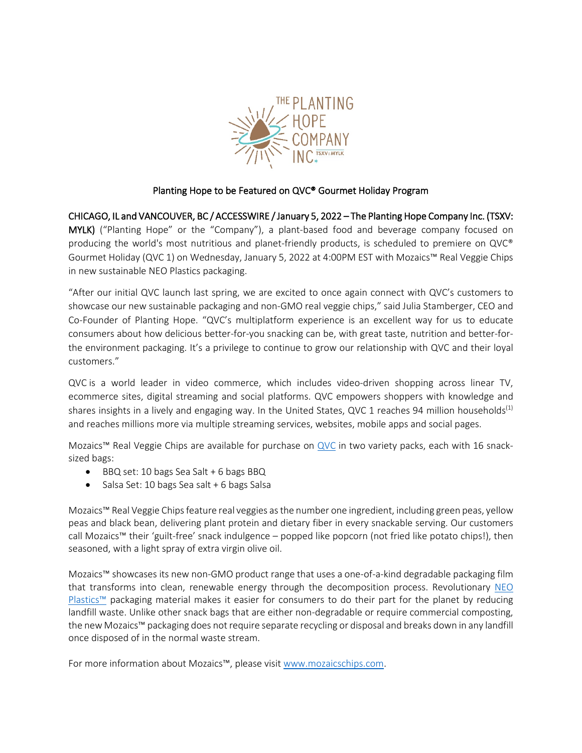THE PLANTING HOPE COMPANY INC. TSXV: MYLK

# Planting Hope to be Featured on QVC® Gourmet Holiday Program

**CHICAGO, IL and VANCOUVER, BC / ACCESSWIRE / January 5, 2022 – The Planting Hope Company Inc. (TSXV: MYLK)** ("Planting Hope" or the "Company"), a plant-based food and beverage company focused on producing the world's most nutritious and planet-friendly products, is scheduled to premiere on QVC® Gourmet Holiday (QVC 1) on Wednesday, January 5, 2022 at 4:00PM EST with Mozaics™ Real Veggie Chips in new sustainable NEO Plastics packaging.

"After our initial QVC launch last spring, we are excited to once again connect with QVC's customers to showcase our new sustainable packaging and non-GMO real veggie chips," said Julia Stamberger, CEO and Co-Founder of Planting Hope. "QVC's multiplatform experience is an excellent way for us to educate consumers about how delicious better-for-you snacking can be, with great taste, nutrition and better-for-the environment packaging. It's a privilege to continue to grow our relationship with QVC and their loyal customers."

QVC is a world leader in video commerce, which includes video-driven shopping across linear TV, ecommerce sites, digital streaming and social platforms. QVC empowers shoppers with knowledge and shares insights in a lively and engaging way. In the United States, QVC 1 reaches 94 million households[(1)] and reaches millions more via multiple streaming services, websites, mobile apps and social pages.

Mozaics™ Real Veggie Chips are available for purchase on QVC in two variety packs, each with 16 snack-sized bags:

- BBQ set: 10 bags Sea Salt + 6 bags BBQ
- Salsa Set: 10 bags Sea salt + 6 bags Salsa

Mozaics™ Real Veggie Chips feature real veggies as the number one ingredient, including green peas, yellow peas and black bean, delivering plant protein and dietary fiber in every snackable serving. Our customers call Mozaics™ their 'guilt-free' snack indulgence – popped like popcorn (not fried like potato chips!), then seasoned, with a light spray of extra virgin olive oil.

Mozaics™ showcases its new non-GMO product range that uses a one-of-a-kind degradable packaging film that transforms into clean, renewable energy through the decomposition process. Revolutionary NEO Plastics™ packaging material makes it easier for consumers to do their part for the planet by reducing landfill waste. Unlike other snack bags that are either non-degradable or require commercial composting, the new Mozaics™ packaging does not require separate recycling or disposal and breaks down in any landfill once disposed of in the normal waste stream.

For more information about Mozaics™, please visit www.mozaicschips.com.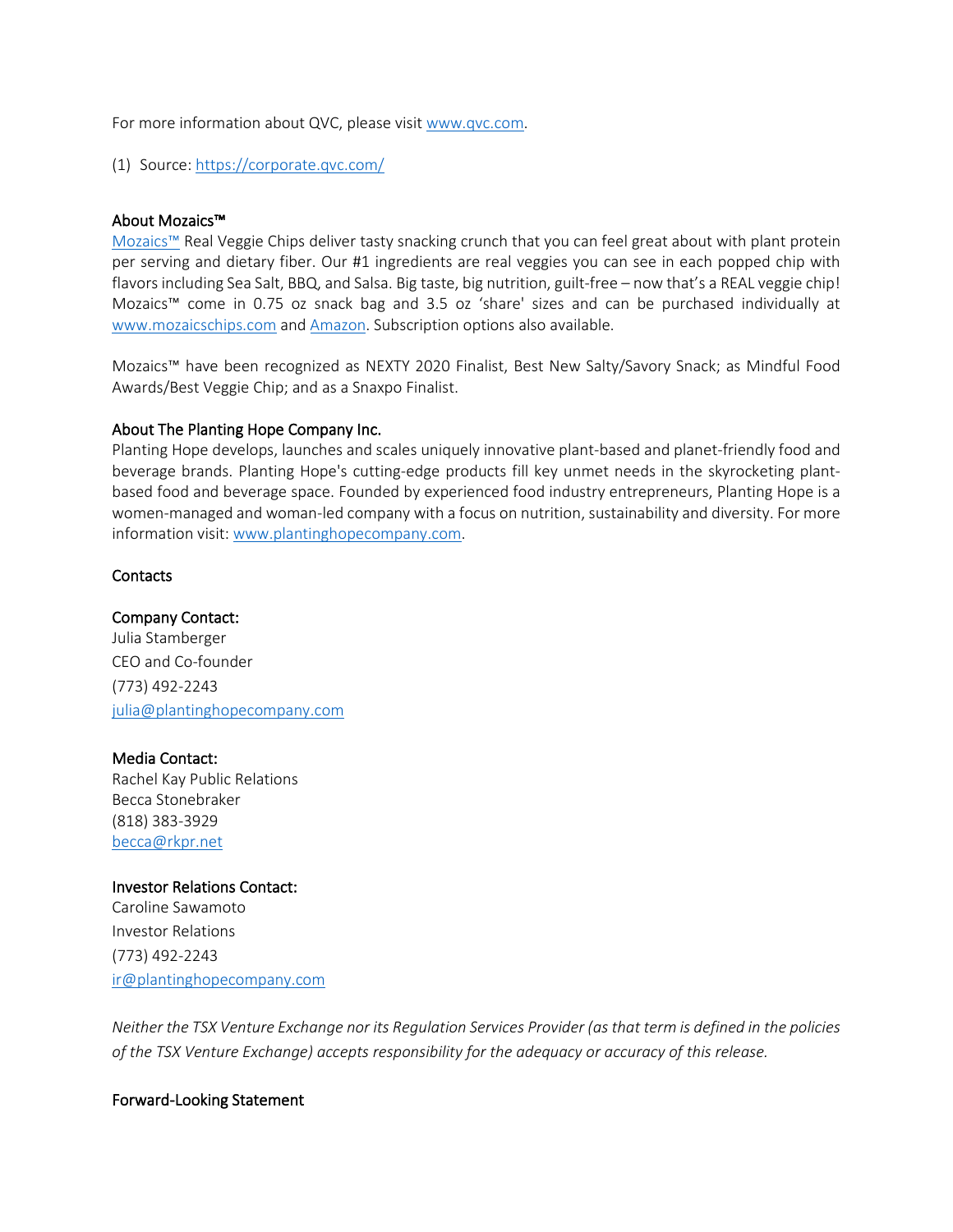For more information about QVC, please visit [www.qvc.com](http://www.qvc.com).

(1) Source: [https://corporate.qvc.com/](https://corporate.qvc.com/)

### About Mozaics™

[Mozaics™](http://www.mozaicschips.com) Real Veggie Chips deliver tasty snacking crunch that you can feel great about with plant protein per serving and dietary fiber. Our #1 ingredients are real veggies you can see in each popped chip with flavors including Sea Salt, BBQ, and Salsa. Big taste, big nutrition, guilt-free – now that's a REAL veggie chip! Mozaics™ come in 0.75 oz snack bag and 3.5 oz 'share' sizes and can be purchased individually at [www.mozaicschips.com](http://www.mozaicschips.com) and Amazon. Subscription options also available.

Mozaics™ have been recognized as NEXTY 2020 Finalist, Best New Salty/Savory Snack; as Mindful Food Awards/Best Veggie Chip; and as a Snaxpo Finalist.

### About The Planting Hope Company Inc.

Planting Hope develops, launches and scales uniquely innovative plant-based and planet-friendly food and beverage brands. Planting Hope's cutting-edge products fill key unmet needs in the skyrocketing plant-based food and beverage space. Founded by experienced food industry entrepreneurs, Planting Hope is a women-managed and woman-led company with a focus on nutrition, sustainability and diversity. For more information visit: [www.plantinghopecompany.com](http://www.plantinghopecompany.com).

### Contacts

**Company Contact:**
Julia Stamberger
CEO and Co-founder
(773) 492-2243
[julia@plantinghopecompany.com](mailto:julia@plantinghopecompany.com)

**Media Contact:**
Rachel Kay Public Relations
Becca Stonebraker
(818) 383-3929
[becca@rkpr.net](mailto:becca@rkpr.net)

**Investor Relations Contact:**
Caroline Sawamoto
Investor Relations
(773) 492-2243
[ir@plantinghopecompany.com](mailto:ir@plantinghopecompany.com)

*Neither the TSX Venture Exchange nor its Regulation Services Provider (as that term is defined in the policies of the TSX Venture Exchange) accepts responsibility for the adequacy or accuracy of this release.*

### Forward-Looking Statement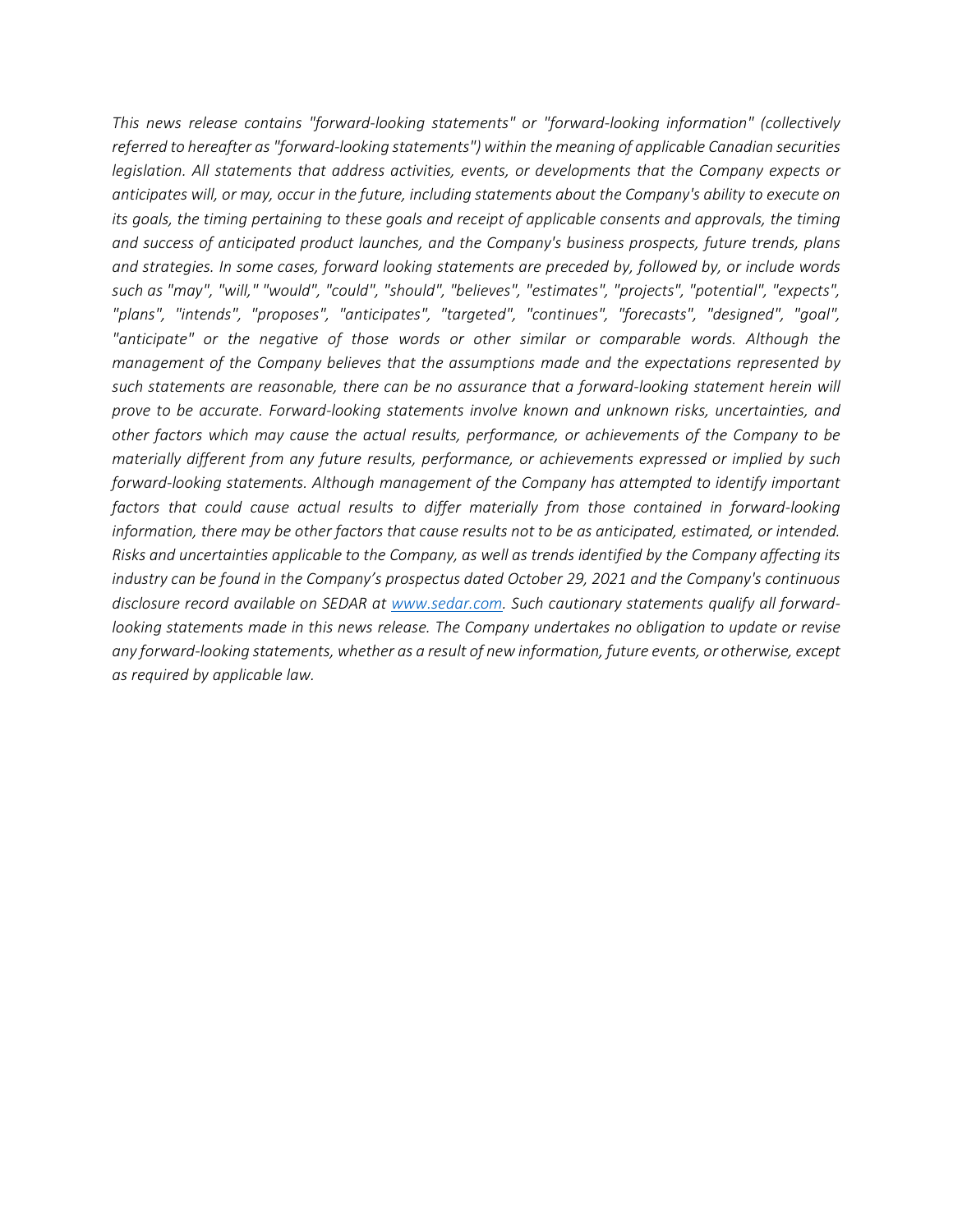*This news release contains "forward-looking statements" or "forward-looking information" (collectively referred to hereafter as "forward-looking statements") within the meaning of applicable Canadian securities legislation. All statements that address activities, events, or developments that the Company expects or anticipates will, or may, occur in the future, including statements about the Company's ability to execute on its goals, the timing pertaining to these goals and receipt of applicable consents and approvals, the timing and success of anticipated product launches, and the Company's business prospects, future trends, plans and strategies. In some cases, forward looking statements are preceded by, followed by, or include words such as "may", "will," "would", "could", "should", "believes", "estimates", "projects", "potential", "expects", "plans", "intends", "proposes", "anticipates", "targeted", "continues", "forecasts", "designed", "goal", "anticipate" or the negative of those words or other similar or comparable words. Although the management of the Company believes that the assumptions made and the expectations represented by such statements are reasonable, there can be no assurance that a forward-looking statement herein will prove to be accurate. Forward-looking statements involve known and unknown risks, uncertainties, and other factors which may cause the actual results, performance, or achievements of the Company to be materially different from any future results, performance, or achievements expressed or implied by such forward-looking statements. Although management of the Company has attempted to identify important factors that could cause actual results to differ materially from those contained in forward-looking information, there may be other factors that cause results not to be as anticipated, estimated, or intended. Risks and uncertainties applicable to the Company, as well as trends identified by the Company affecting its industry can be found in the Company's prospectus dated October 29, 2021 and the Company's continuous disclosure record available on SEDAR at [www.sedar.com](http://www.sedar.com). Such cautionary statements qualify all forward-looking statements made in this news release. The Company undertakes no obligation to update or revise any forward-looking statements, whether as a result of new information, future events, or otherwise, except as required by applicable law.*